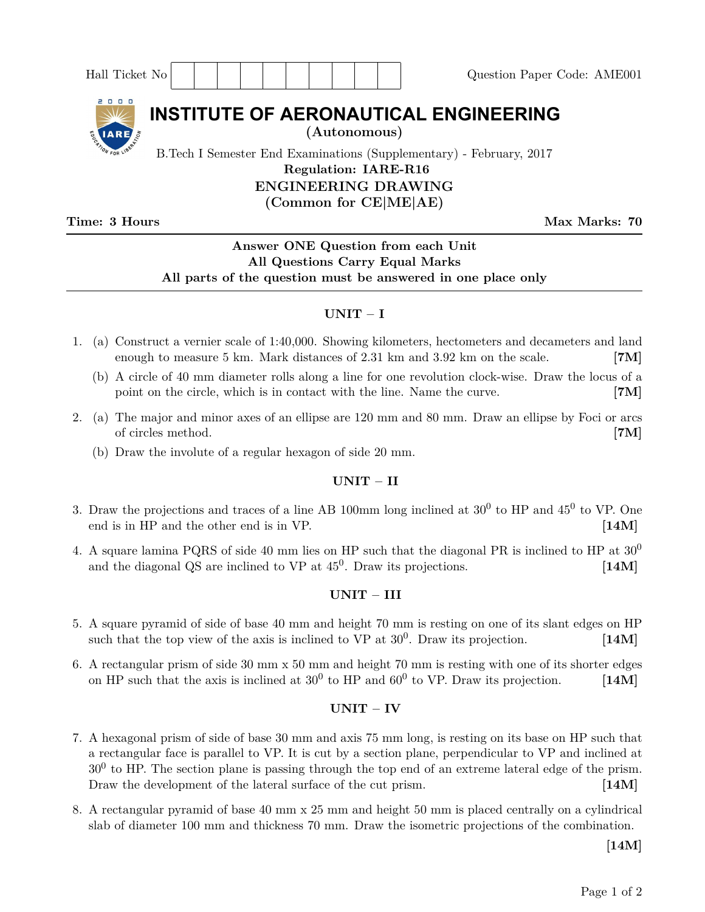Hall Ticket No | | | | | | | | | | |

Question Paper Code: AME001

# INSTITUTE OF AERONAUTICAL ENGINEERING

**(Autonomous)**

B.Tech I Semester End Examinations (Supplementary) - February, 2017

**Regulation: IARE-R16**

**ENGINEERING DRAWING**

**(Common for CE|ME|AE)**

**Time: 3 Hours** **Max Marks: 70**

**Answer ONE Question from each Unit**
**All Questions Carry Equal Marks**
**All parts of the question must be answered in one place only**

## UNIT – I

1. (a) Construct a vernier scale of 1:40,000. Showing kilometers, hectometers and decameters and land enough to measure 5 km. Mark distances of 2.31 km and 3.92 km on the scale. **[7M]**

   (b) A circle of 40 mm diameter rolls along a line for one revolution clock-wise. Draw the locus of a point on the circle, which is in contact with the line. Name the curve. **[7M]**

2. (a) The major and minor axes of an ellipse are 120 mm and 80 mm. Draw an ellipse by Foci or arcs of circles method. **[7M]**

   (b) Draw the involute of a regular hexagon of side 20 mm.

## UNIT – II

3. Draw the projections and traces of a line AB 100mm long inclined at $30^0$ to HP and $45^0$ to VP. One end is in HP and the other end is in VP. **[14M]**

4. A square lamina PQRS of side 40 mm lies on HP such that the diagonal PR is inclined to HP at $30^0$ and the diagonal QS are inclined to VP at $45^0$. Draw its projections. **[14M]**

## UNIT – III

5. A square pyramid of side of base 40 mm and height 70 mm is resting on one of its slant edges on HP such that the top view of the axis is inclined to VP at $30^0$. Draw its projection. **[14M]**

6. A rectangular prism of side 30 mm x 50 mm and height 70 mm is resting with one of its shorter edges on HP such that the axis is inclined at $30^0$ to HP and $60^0$ to VP. Draw its projection. **[14M]**

## UNIT – IV

7. A hexagonal prism of side of base 30 mm and axis 75 mm long, is resting on its base on HP such that a rectangular face is parallel to VP. It is cut by a section plane, perpendicular to VP and inclined at $30^0$ to HP. The section plane is passing through the top end of an extreme lateral edge of the prism. Draw the development of the lateral surface of the cut prism. **[14M]**

8. A rectangular pyramid of base 40 mm x 25 mm and height 50 mm is placed centrally on a cylindrical slab of diameter 100 mm and thickness 70 mm. Draw the isometric projections of the combination. **[14M]**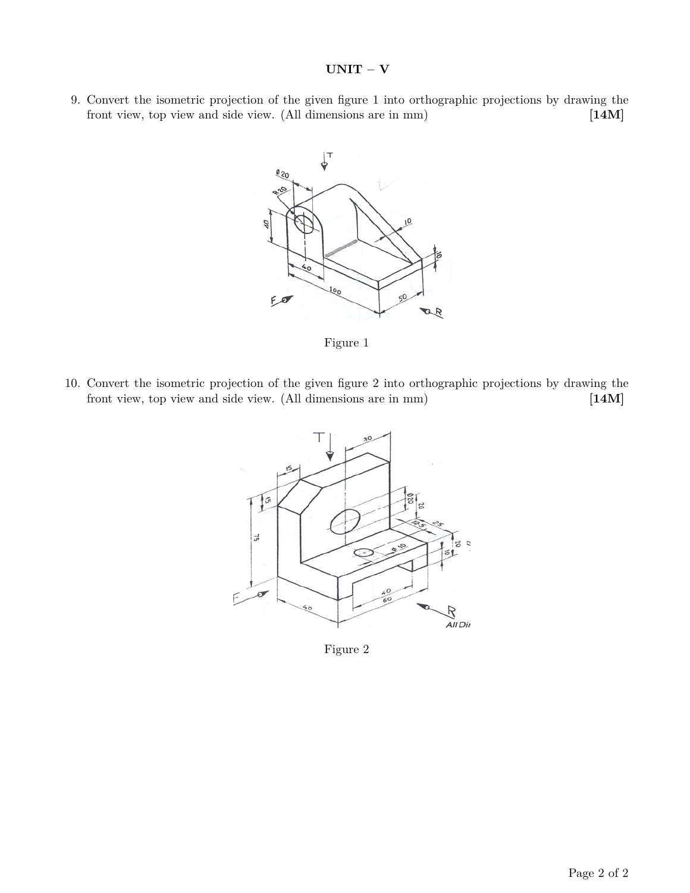## UNIT – V

9. Convert the isometric projection of the given figure 1 into orthographic projections by drawing the front view, top view and side view. (All dimensions are in mm) **[14M]**

Figure 1

10. Convert the isometric projection of the given figure 2 into orthographic projections by drawing the front view, top view and side view. (All dimensions are in mm) **[14M]**

Figure 2